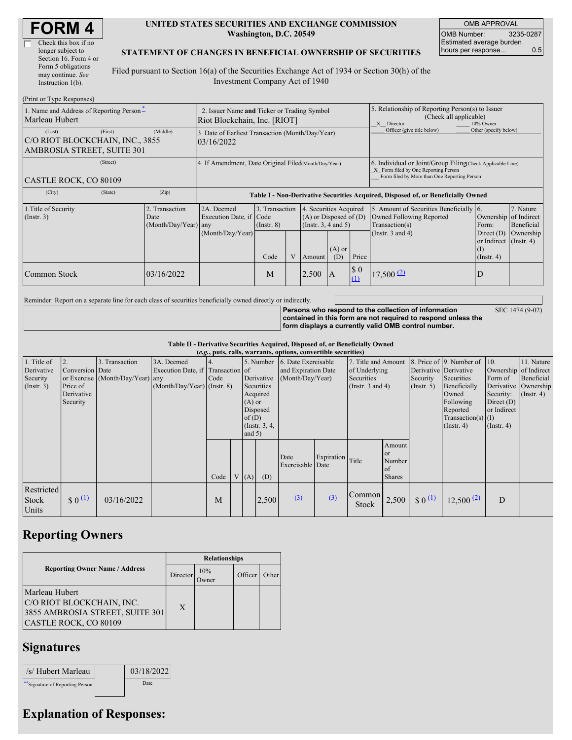# FORM 4

☐ Check this box if no longer subject to Section 16. Form 4 or Form 5 obligations may continue. *See* Instruction 1(b).

**UNITED STATES SECURITIES AND EXCHANGE COMMISSION**
**Washington, D.C. 20549**

**STATEMENT OF CHANGES IN BENEFICIAL OWNERSHIP OF SECURITIES**

Filed pursuant to Section 16(a) of the Securities Exchange Act of 1934 or Section 30(h) of the Investment Company Act of 1940

| OMB APPROVAL | |
|---|---|
| OMB Number: | 3235-0287 |
| Estimated average burden hours per response... | 0.5 |

(Print or Type Responses)

| 1. Name and Address of Reporting Person * | 2. Issuer Name **and** Ticker or Trading Symbol | 5. Relationship of Reporting Person(s) to Issuer (Check all applicable) |
|---|---|---|
| Marleau Hubert | Riot Blockchain, Inc. [RIOT] | _X_ Director ___ 10% Owner ___ Officer (give title below) ___ Other (specify below) |
| (Last) (First) (Middle) C/O RIOT BLOCKCHAIN, INC., 3855 AMBROSIA STREET, SUITE 301 | 3. Date of Earliest Transaction (Month/Day/Year) 03/16/2022 | |
| (Street) CASTLE ROCK, CO 80109 | 4. If Amendment, Date Original Filed (Month/Day/Year) | 6. Individual or Joint/Group Filing (Check Applicable Line) _X_ Form filed by One Reporting Person ___ Form filed by More than One Reporting Person |
| (City) (State) (Zip) | | |

**Table I - Non-Derivative Securities Acquired, Disposed of, or Beneficially Owned**

| 1.Title of Security (Instr. 3) | 2. Transaction Date (Month/Day/Year) | 2A. Deemed Execution Date, if any (Month/Day/Year) | 3. Transaction Code (Instr. 8) | | 4. Securities Acquired (A) or Disposed of (D) (Instr. 3, 4 and 5) | | | 5. Amount of Securities Beneficially Owned Following Reported Transaction(s) (Instr. 3 and 4) | 6. Ownership Form: Direct (D) or Indirect (I) (Instr. 4) | 7. Nature of Indirect Beneficial Ownership (Instr. 4) |
|---|---|---|---|---|---|---|---|---|---|---|
| | | | Code | V | Amount | (A) or (D) | Price | | | |
| Common Stock | 03/16/2022 | | M | | 2,500 | A | $ 0 (1) | 17,500 (2) | D | |

Reminder: Report on a separate line for each class of securities beneficially owned directly or indirectly.

**Persons who respond to the collection of information contained in this form are not required to respond unless the form displays a currently valid OMB control number.** SEC 1474 (9-02)

**Table II - Derivative Securities Acquired, Disposed of, or Beneficially Owned**
***(e.g., puts, calls, warrants, options, convertible securities)***

| 1. Title of Derivative Security (Instr. 3) | 2. Conversion or Exercise Price of Derivative Security | 3. Transaction Date (Month/Day/Year) | 3A. Deemed Execution Date, if any (Month/Day/Year) | 4. Transaction Code (Instr. 8) | | 5. Number of Derivative Securities Acquired (A) or Disposed of (D) (Instr. 3, 4, and 5) | | 6. Date Exercisable and Expiration Date (Month/Day/Year) | | 7. Title and Amount of Underlying Securities (Instr. 3 and 4) | | 8. Price of Derivative Security (Instr. 5) | 9. Number of Derivative Securities Beneficially Owned Following Reported Transaction(s) (Instr. 4) | 10. Ownership Form of Derivative Security: Direct (D) or Indirect (I) (Instr. 4) | 11. Nature of Indirect Beneficial Ownership (Instr. 4) |
|---|---|---|---|---|---|---|---|---|---|---|---|---|---|---|---|
| | | | | Code | V | (A) | (D) | Date Exercisable | Expiration Date | Title | Amount or Number of Shares | | | | |
| Restricted Stock Units | $ 0 (1) | 03/16/2022 | | M | | | 2,500 | (3) | (3) | Common Stock | 2,500 | $ 0 (1) | 12,500 (2) | D | |

## Reporting Owners

| Reporting Owner Name / Address | Relationships | | | |
|---|---|---|---|---|
| | Director | 10% Owner | Officer | Other |
| Marleau Hubert C/O RIOT BLOCKCHAIN, INC. 3855 AMBROSIA STREET, SUITE 301 CASTLE ROCK, CO 80109 | X | | | |

## Signatures

| /s/ Hubert Marleau | 03/18/2022 |
|---|---|
| ** Signature of Reporting Person | Date |

## Explanation of Responses: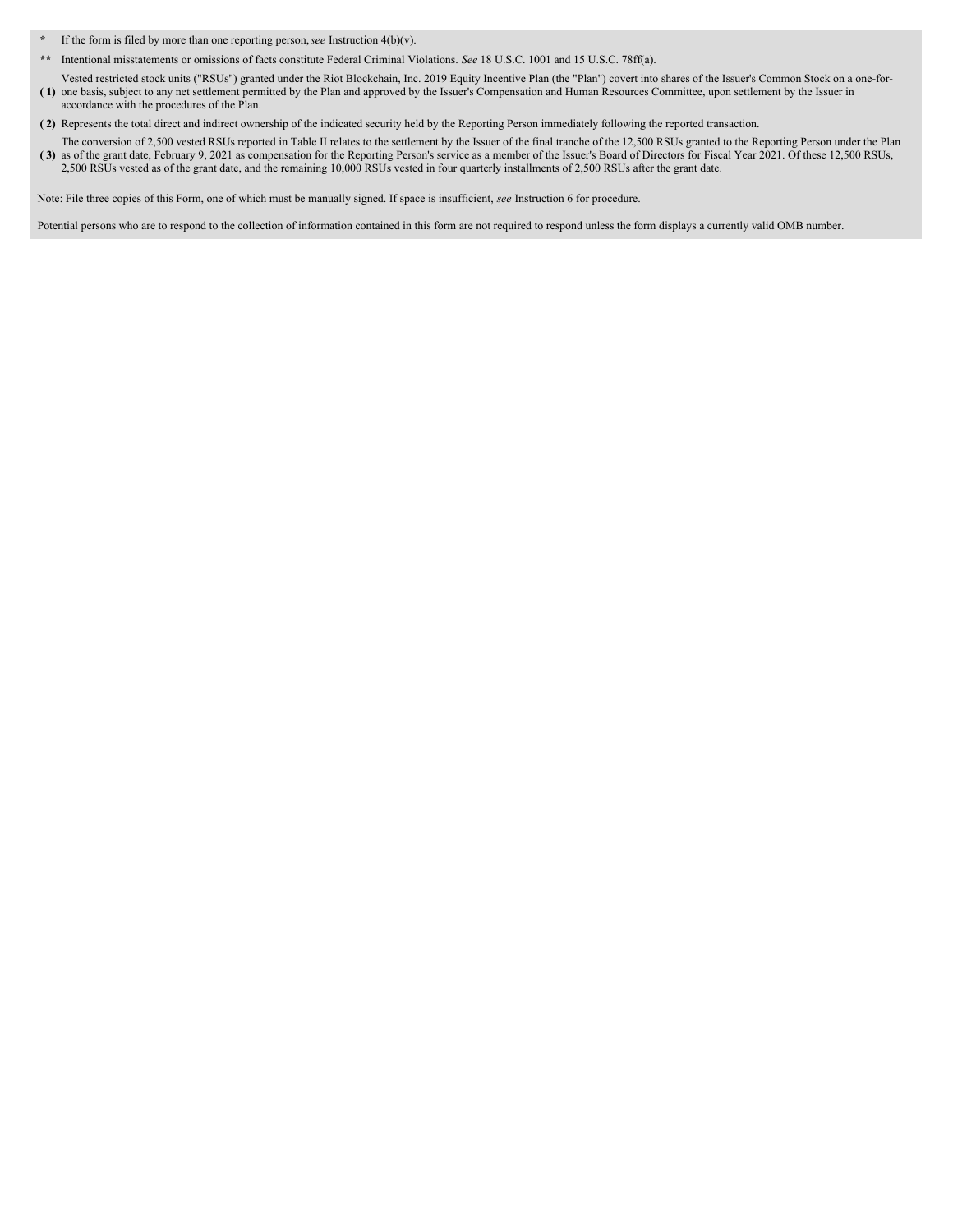* If the form is filed by more than one reporting person, *see* Instruction 4(b)(v).

** Intentional misstatements or omissions of facts constitute Federal Criminal Violations. *See* 18 U.S.C. 1001 and 15 U.S.C. 78ff(a).

**( 1)** Vested restricted stock units ("RSUs") granted under the Riot Blockchain, Inc. 2019 Equity Incentive Plan (the "Plan") covert into shares of the Issuer's Common Stock on a one-for-one basis, subject to any net settlement permitted by the Plan and approved by the Issuer's Compensation and Human Resources Committee, upon settlement by the Issuer in accordance with the procedures of the Plan.

**( 2)** Represents the total direct and indirect ownership of the indicated security held by the Reporting Person immediately following the reported transaction.

**( 3)** The conversion of 2,500 vested RSUs reported in Table II relates to the settlement by the Issuer of the final tranche of the 12,500 RSUs granted to the Reporting Person under the Plan as of the grant date, February 9, 2021 as compensation for the Reporting Person's service as a member of the Issuer's Board of Directors for Fiscal Year 2021. Of these 12,500 RSUs, 2,500 RSUs vested as of the grant date, and the remaining 10,000 RSUs vested in four quarterly installments of 2,500 RSUs after the grant date.

Note: File three copies of this Form, one of which must be manually signed. If space is insufficient, *see* Instruction 6 for procedure.

Potential persons who are to respond to the collection of information contained in this form are not required to respond unless the form displays a currently valid OMB number.